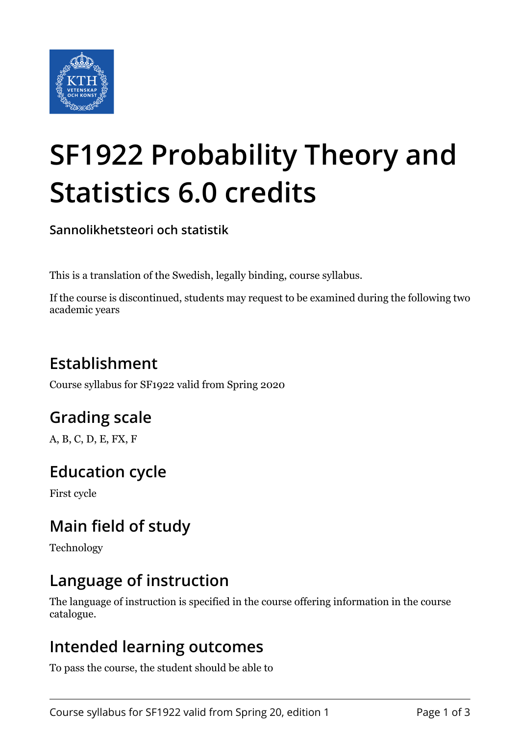# SF1922 Probability Theory and Statistics 6.0 credits

**Sannolikhetsteori och statistik**

This is a translation of the Swedish, legally binding, course syllabus.

If the course is discontinued, students may request to be examined during the following two academic years

## Establishment

Course syllabus for SF1922 valid from Spring 2020

## Grading scale

A, B, C, D, E, FX, F

## Education cycle

First cycle

## Main field of study

Technology

## Language of instruction

The language of instruction is specified in the course offering information in the course catalogue.

## Intended learning outcomes

To pass the course, the student should be able to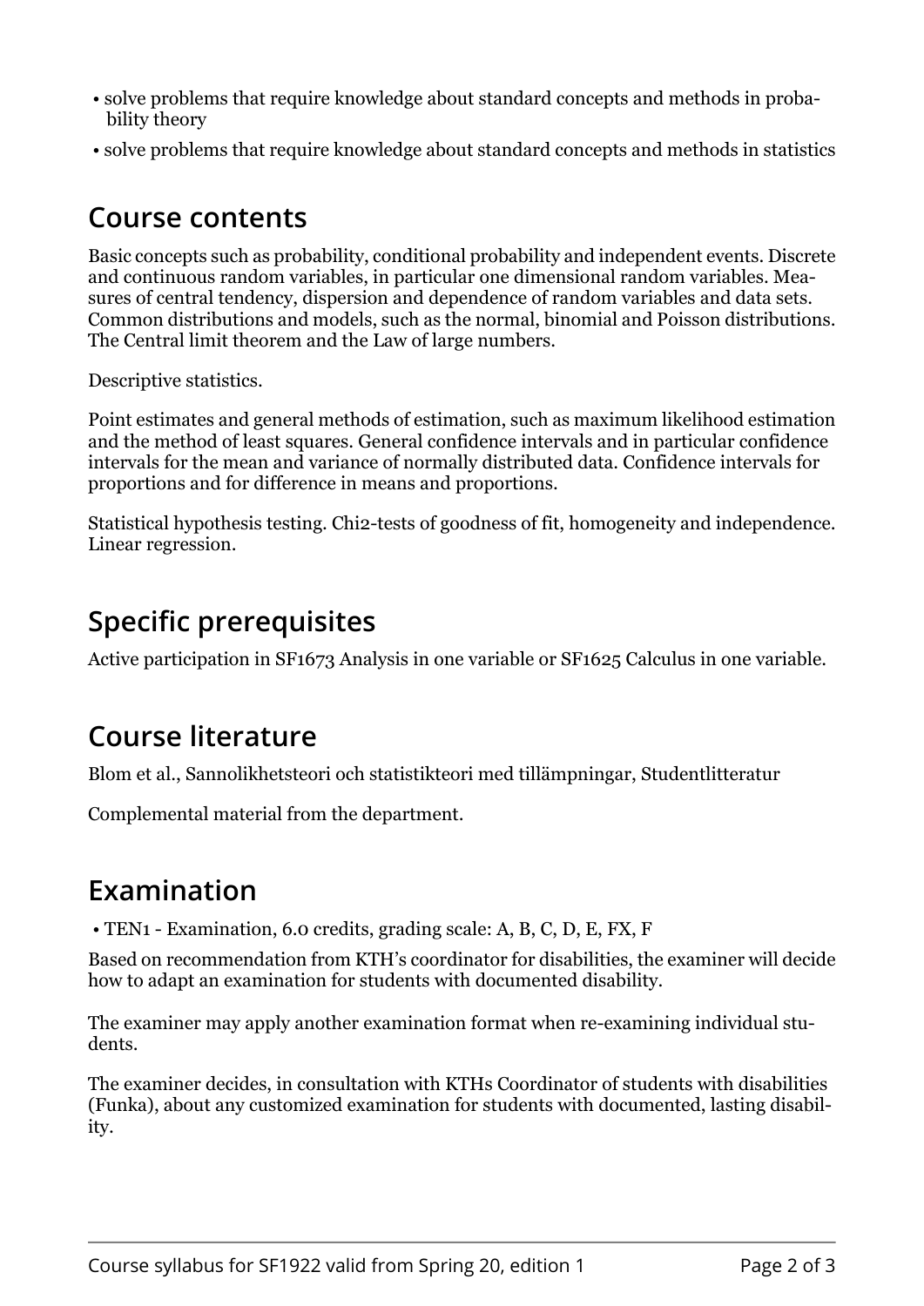- solve problems that require knowledge about standard concepts and methods in probability theory
- solve problems that require knowledge about standard concepts and methods in statistics

## Course contents

Basic concepts such as probability, conditional probability and independent events. Discrete and continuous random variables, in particular one dimensional random variables. Measures of central tendency, dispersion and dependence of random variables and data sets. Common distributions and models, such as the normal, binomial and Poisson distributions. The Central limit theorem and the Law of large numbers.

Descriptive statistics.

Point estimates and general methods of estimation, such as maximum likelihood estimation and the method of least squares. General confidence intervals and in particular confidence intervals for the mean and variance of normally distributed data. Confidence intervals for proportions and for difference in means and proportions.

Statistical hypothesis testing. Chi2-tests of goodness of fit, homogeneity and independence. Linear regression.

## Specific prerequisites

Active participation in SF1673 Analysis in one variable or SF1625 Calculus in one variable.

## Course literature

Blom et al., Sannolikhetsteori och statistikteori med tillämpningar, Studentlitteratur

Complemental material from the department.

## Examination

- TEN1 - Examination, 6.0 credits, grading scale: A, B, C, D, E, FX, F

Based on recommendation from KTH's coordinator for disabilities, the examiner will decide how to adapt an examination for students with documented disability.

The examiner may apply another examination format when re-examining individual students.

The examiner decides, in consultation with KTHs Coordinator of students with disabilities (Funka), about any customized examination for students with documented, lasting disability.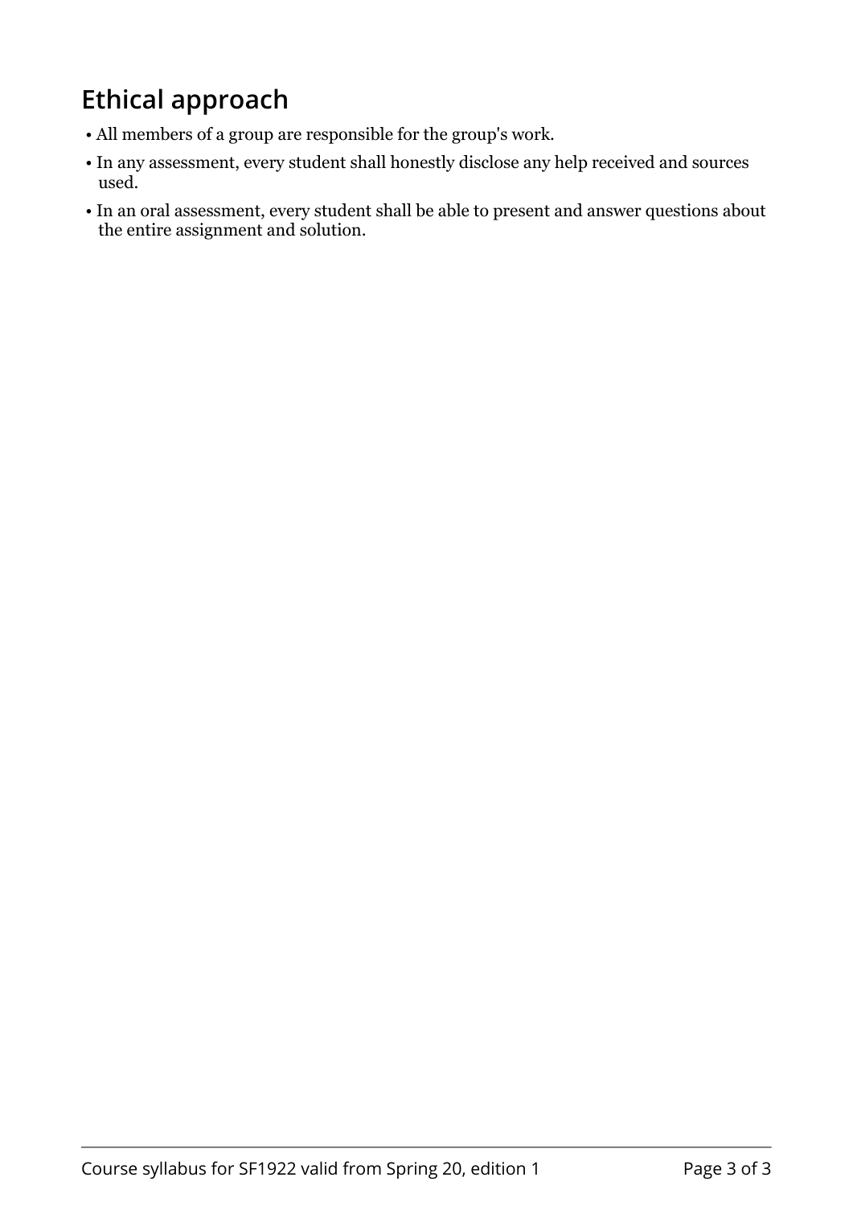## Ethical approach

- All members of a group are responsible for the group's work.
- In any assessment, every student shall honestly disclose any help received and sources used.
- In an oral assessment, every student shall be able to present and answer questions about the entire assignment and solution.